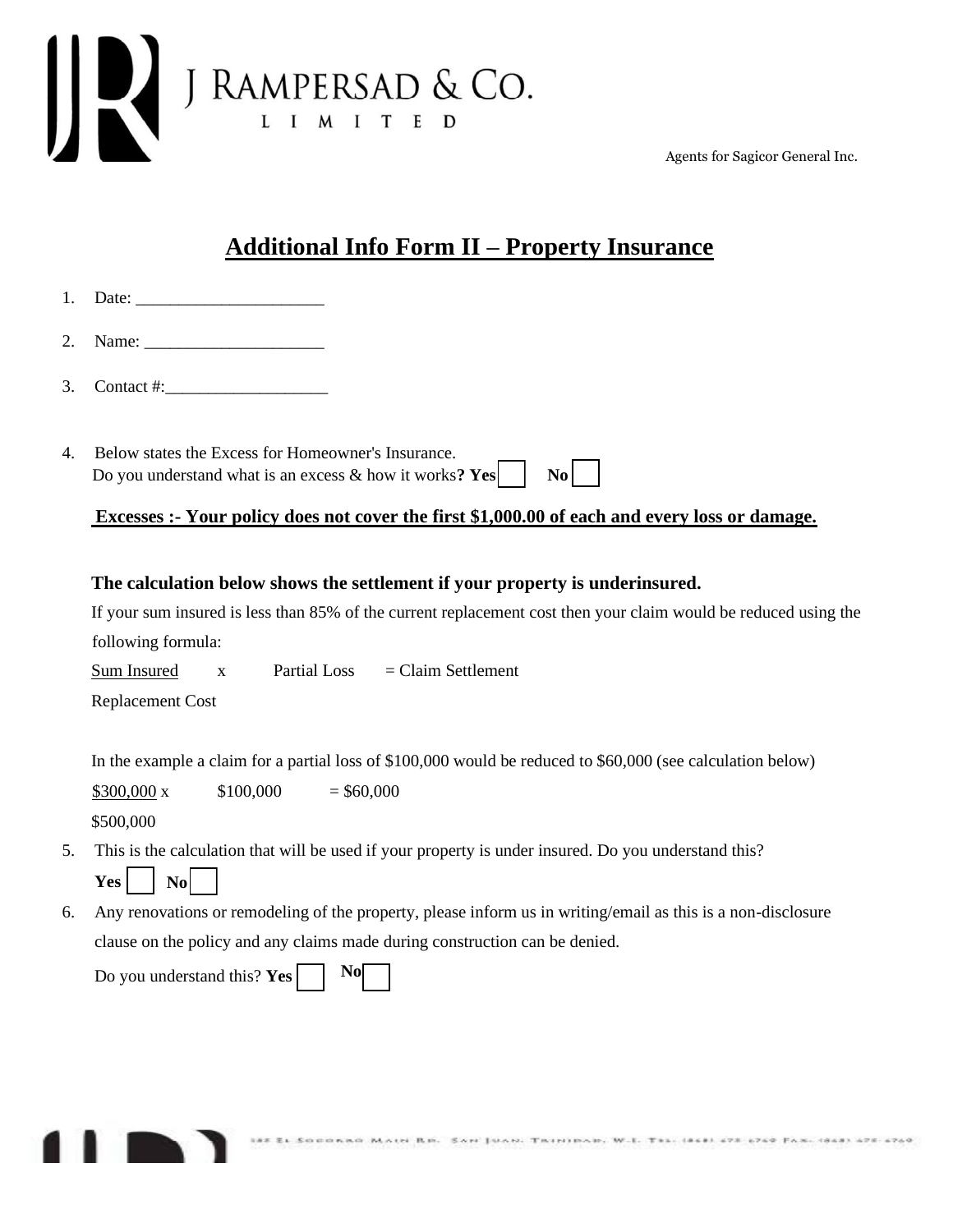J RAMPERSAD & CO.
LIMITED

Agents for Sagicor General Inc.

# Additional Info Form II – Property Insurance

1. Date: ______________________

2. Name: _____________________

3. Contact #:___________________

4. Below states the Excess for Homeowner's Insurance.
   Do you understand what is an excess & how it works**? Yes** ☐ **No** ☐

   **Excesses :- Your policy does not cover the first $1,000.00 of each and every loss or damage.**

   **The calculation below shows the settlement if your property is underinsured.**

   If your sum insured is less than 85% of the current replacement cost then your claim would be reduced using the following formula:

   $$\frac{\text{Sum Insured}}{\text{Replacement Cost}} \times \text{Partial Loss} = \text{Claim Settlement}$$

   In the example a claim for a partial loss of $100,000 would be reduced to $60,000 (see calculation below)

   $$\frac{\$300{,}000}{\$500{,}000} \times \$100{,}000 = \$60{,}000$$

5. This is the calculation that will be used if your property is under insured. Do you understand this?
   **Yes** ☐ **No** ☐

6. Any renovations or remodeling of the property, please inform us in writing/email as this is a non-disclosure clause on the policy and any claims made during construction can be denied.

   Do you understand this? **Yes** ☐ **No** ☐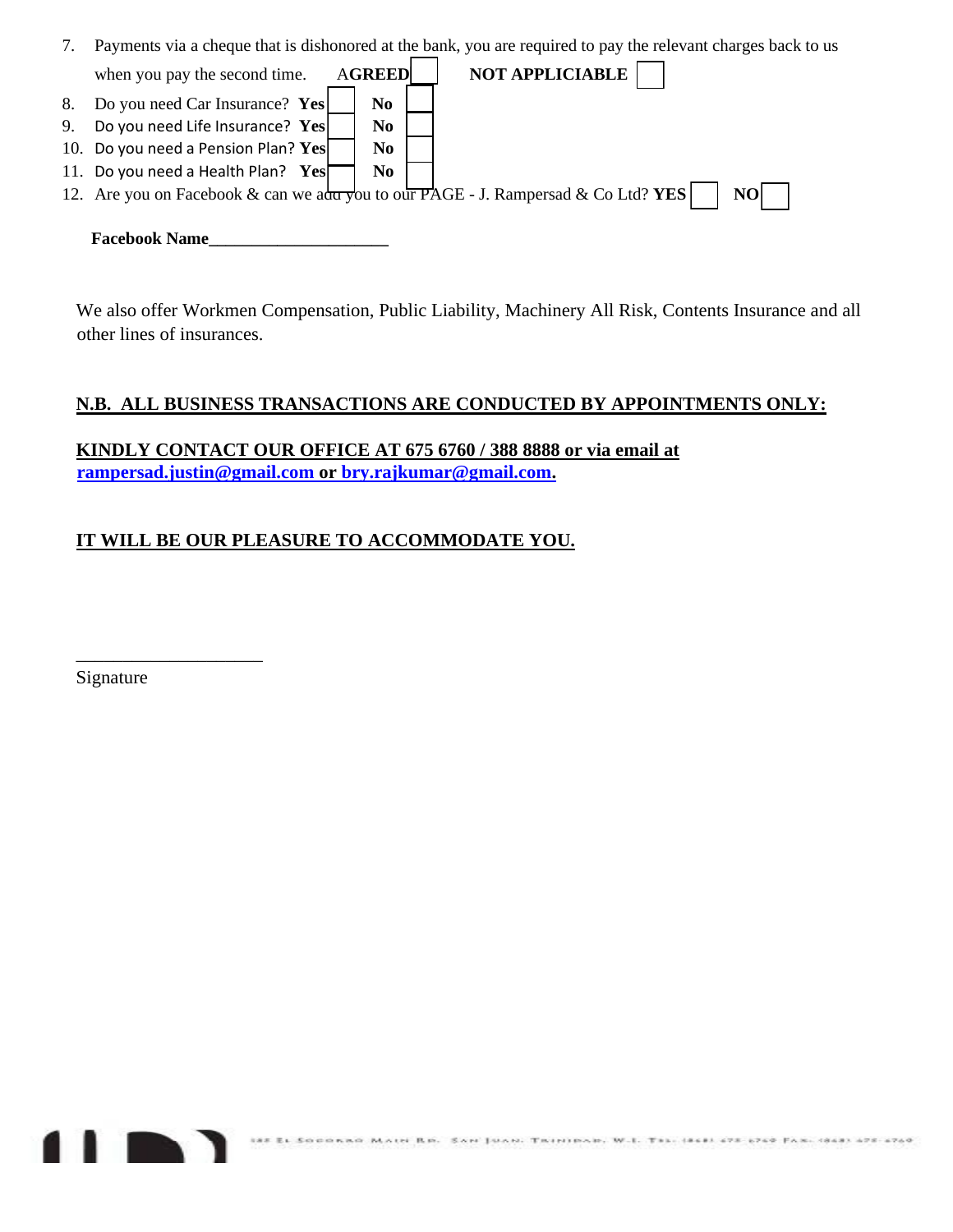7. Payments via a cheque that is dishonored at the bank, you are required to pay the relevant charges back to us when you pay the second time. **AGREED** ☐ **NOT APPLICIABLE** ☐
8. Do you need Car Insurance? **Yes** ☐ **No** ☐
9. Do you need Life Insurance? **Yes** ☐ **No** ☐
10. Do you need a Pension Plan? **Yes** ☐ **No** ☐
11. Do you need a Health Plan? **Yes** ☐ **No** ☐
12. Are you on Facebook & can we add you to our PAGE - J. Rampersad & Co Ltd? **YES** ☐ **NO** ☐

**Facebook Name____________________**

We also offer Workmen Compensation, Public Liability, Machinery All Risk, Contents Insurance and all other lines of insurances.

**N.B. ALL BUSINESS TRANSACTIONS ARE CONDUCTED BY APPOINTMENTS ONLY:**

**KINDLY CONTACT OUR OFFICE AT 675 6760 / 388 8888 or via email at rampersad.justin@gmail.com or bry.rajkumar@gmail.com.**

**IT WILL BE OUR PLEASURE TO ACCOMMODATE YOU.**

____________________

Signature